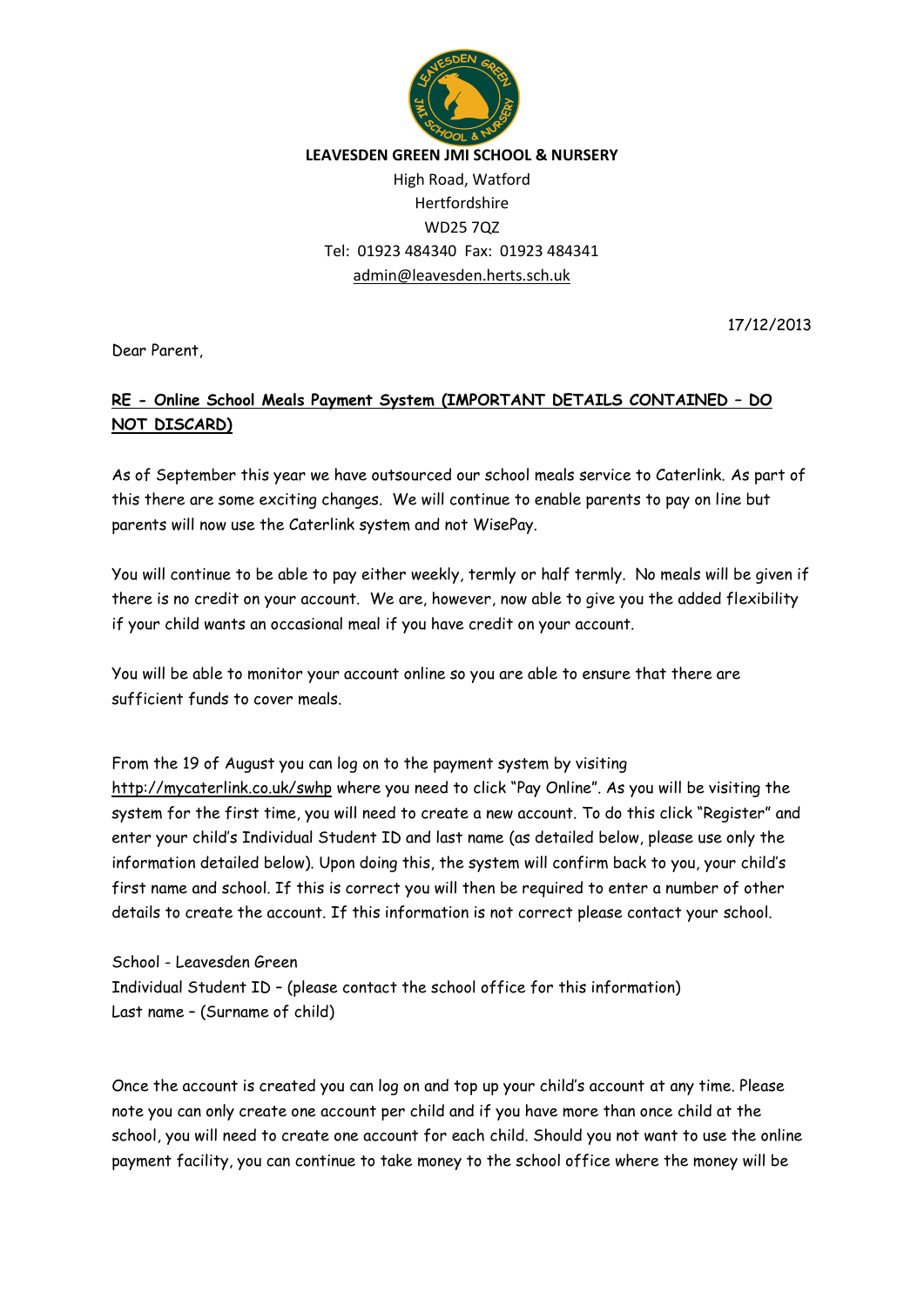**LEAVESDEN GREEN JMI SCHOOL & NURSERY**

High Road, Watford
Hertfordshire
WD25 7QZ
Tel: 01923 484340 Fax: 01923 484341
admin@leavesden.herts.sch.uk

17/12/2013

Dear Parent,

**RE - Online School Meals Payment System (IMPORTANT DETAILS CONTAINED – DO NOT DISCARD)**

As of September this year we have outsourced our school meals service to Caterlink. As part of this there are some exciting changes. We will continue to enable parents to pay on line but parents will now use the Caterlink system and not WisePay.

You will continue to be able to pay either weekly, termly or half termly. No meals will be given if there is no credit on your account. We are, however, now able to give you the added flexibility if your child wants an occasional meal if you have credit on your account.

You will be able to monitor your account online so you are able to ensure that there are sufficient funds to cover meals.

From the 19 of August you can log on to the payment system by visiting http://mycaterlink.co.uk/swhp where you need to click "Pay Online". As you will be visiting the system for the first time, you will need to create a new account. To do this click "Register" and enter your child's Individual Student ID and last name (as detailed below, please use only the information detailed below). Upon doing this, the system will confirm back to you, your child's first name and school. If this is correct you will then be required to enter a number of other details to create the account. If this information is not correct please contact your school.

School - Leavesden Green
Individual Student ID – (please contact the school office for this information)
Last name – (Surname of child)

Once the account is created you can log on and top up your child's account at any time. Please note you can only create one account per child and if you have more than once child at the school, you will need to create one account for each child. Should you not want to use the online payment facility, you can continue to take money to the school office where the money will be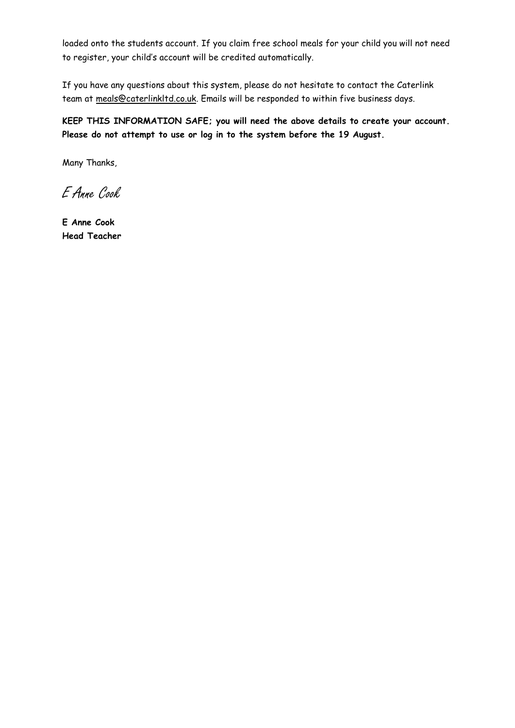loaded onto the students account. If you claim free school meals for your child you will not need to register, your child's account will be credited automatically.

If you have any questions about this system, please do not hesitate to contact the Caterlink team at meals@caterlinkltd.co.uk. Emails will be responded to within five business days.

**KEEP THIS INFORMATION SAFE; you will need the above details to create your account. Please do not attempt to use or log in to the system before the 19 August.**

Many Thanks,

*E Anne Cook*

**E Anne Cook**
**Head Teacher**